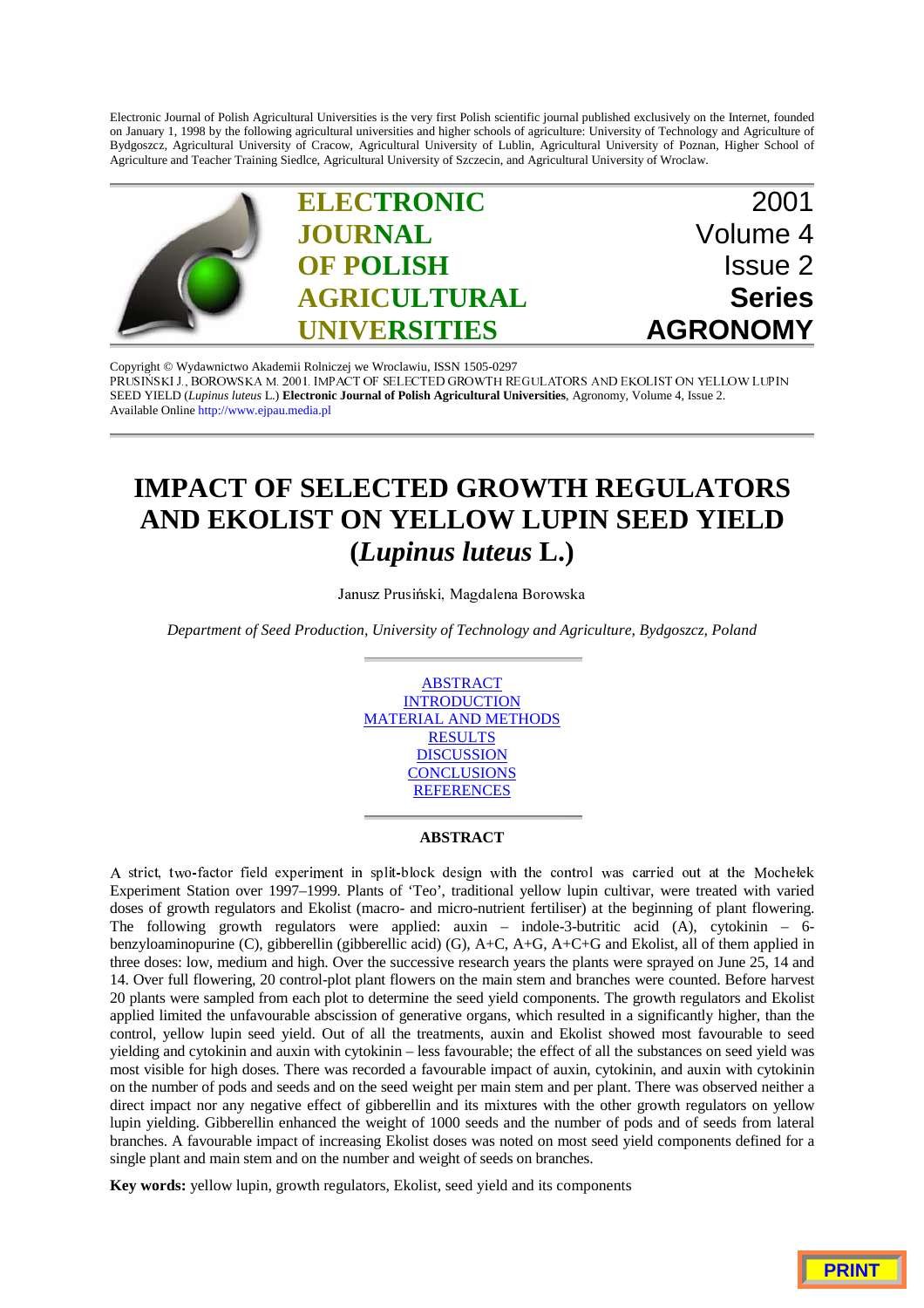Electronic Journal of Polish Agricultural Universities is the very first Polish scientific journal published exclusively on the Internet, founded on January 1, 1998 by the following agricultural universities and higher schools of agriculture: University of Technology and Agriculture of Bydgoszcz, Agricultural University of Cracow, Agricultural University of Lublin, Agricultural University of Poznan, Higher School of Agriculture and Teacher Training Siedlce, Agricultural University of Szczecin, and Agricultural University of Wroclaw.

**ELECTRONIC JOURNAL OF POLISH AGRICULTURAL UNIVERSITIES**

2001
Volume 4
Issue 2
**Series AGRONOMY**

Copyright © Wydawnictwo Akademii Rolniczej we Wroclawiu, ISSN 1505-0297
PRUSIŃSKI J., BOROWSKA M. 2001. IMPACT OF SELECTED GROWTH REGULATORS AND EKOLIST ON YELLOW LUPIN SEED YIELD (*Lupinus luteus* L.) **Electronic Journal of Polish Agricultural Universities**, Agronomy, Volume 4, Issue 2.
Available Online http://www.ejpau.media.pl

# IMPACT OF SELECTED GROWTH REGULATORS AND EKOLIST ON YELLOW LUPIN SEED YIELD (*Lupinus luteus* L.)

Janusz Prusiński, Magdalena Borowska

*Department of Seed Production, University of Technology and Agriculture, Bydgoszcz, Poland*

ABSTRACT
INTRODUCTION
MATERIAL AND METHODS
RESULTS
DISCUSSION
CONCLUSIONS
REFERENCES

## ABSTRACT

A strict, two-factor field experiment in split-block design with the control was carried out at the Mochełek Experiment Station over 1997–1999. Plants of 'Teo', traditional yellow lupin cultivar, were treated with varied doses of growth regulators and Ekolist (macro- and micro-nutrient fertiliser) at the beginning of plant flowering. The following growth regulators were applied: auxin – indole-3-butritic acid (A), cytokinin – 6-benzyloaminopurine (C), gibberellin (gibberellic acid) (G), A+C, A+G, A+C+G and Ekolist, all of them applied in three doses: low, medium and high. Over the successive research years the plants were sprayed on June 25, 14 and 14. Over full flowering, 20 control-plot plant flowers on the main stem and branches were counted. Before harvest 20 plants were sampled from each plot to determine the seed yield components. The growth regulators and Ekolist applied limited the unfavourable abscission of generative organs, which resulted in a significantly higher, than the control, yellow lupin seed yield. Out of all the treatments, auxin and Ekolist showed most favourable to seed yielding and cytokinin and auxin with cytokinin – less favourable; the effect of all the substances on seed yield was most visible for high doses. There was recorded a favourable impact of auxin, cytokinin, and auxin with cytokinin on the number of pods and seeds and on the seed weight per main stem and per plant. There was observed neither a direct impact nor any negative effect of gibberellin and its mixtures with the other growth regulators on yellow lupin yielding. Gibberellin enhanced the weight of 1000 seeds and the number of pods and of seeds from lateral branches. A favourable impact of increasing Ekolist doses was noted on most seed yield components defined for a single plant and main stem and on the number and weight of seeds on branches.

**Key words:** yellow lupin, growth regulators, Ekolist, seed yield and its components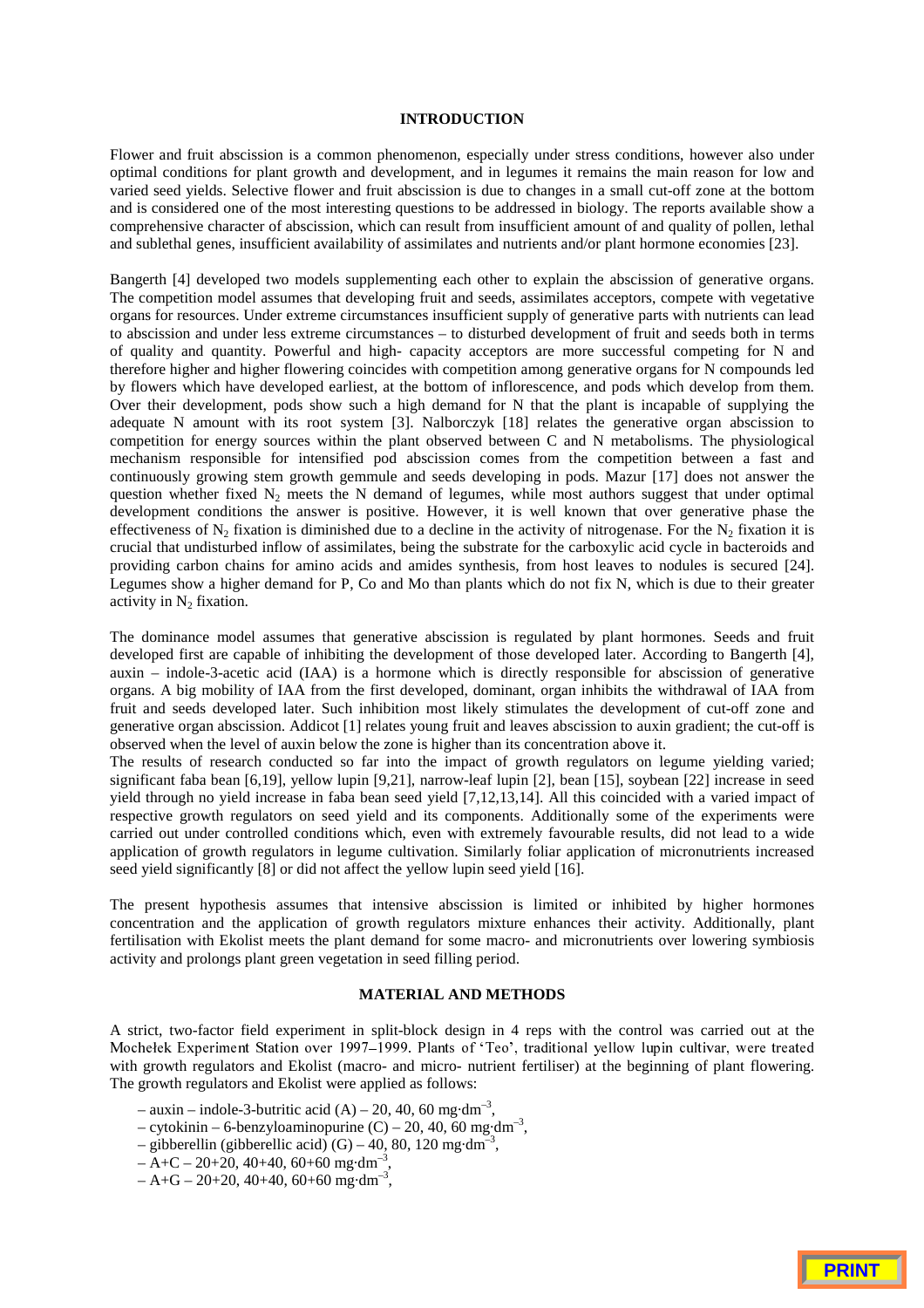## INTRODUCTION

Flower and fruit abscission is a common phenomenon, especially under stress conditions, however also under optimal conditions for plant growth and development, and in legumes it remains the main reason for low and varied seed yields. Selective flower and fruit abscission is due to changes in a small cut-off zone at the bottom and is considered one of the most interesting questions to be addressed in biology. The reports available show a comprehensive character of abscission, which can result from insufficient amount of and quality of pollen, lethal and sublethal genes, insufficient availability of assimilates and nutrients and/or plant hormone economies [23].

Bangerth [4] developed two models supplementing each other to explain the abscission of generative organs. The competition model assumes that developing fruit and seeds, assimilates acceptors, compete with vegetative organs for resources. Under extreme circumstances insufficient supply of generative parts with nutrients can lead to abscission and under less extreme circumstances – to disturbed development of fruit and seeds both in terms of quality and quantity. Powerful and high- capacity acceptors are more successful competing for N and therefore higher and higher flowering coincides with competition among generative organs for N compounds led by flowers which have developed earliest, at the bottom of inflorescence, and pods which develop from them. Over their development, pods show such a high demand for N that the plant is incapable of supplying the adequate N amount with its root system [3]. Nalborczyk [18] relates the generative organ abscission to competition for energy sources within the plant observed between C and N metabolisms. The physiological mechanism responsible for intensified pod abscission comes from the competition between a fast and continuously growing stem growth gemmule and seeds developing in pods. Mazur [17] does not answer the question whether fixed $N_2$ meets the N demand of legumes, while most authors suggest that under optimal development conditions the answer is positive. However, it is well known that over generative phase the effectiveness of $N_2$ fixation is diminished due to a decline in the activity of nitrogenase. For the $N_2$ fixation it is crucial that undisturbed inflow of assimilates, being the substrate for the carboxylic acid cycle in bacteroids and providing carbon chains for amino acids and amides synthesis, from host leaves to nodules is secured [24]. Legumes show a higher demand for P, Co and Mo than plants which do not fix N, which is due to their greater activity in $N_2$ fixation.

The dominance model assumes that generative abscission is regulated by plant hormones. Seeds and fruit developed first are capable of inhibiting the development of those developed later. According to Bangerth [4], auxin – indole-3-acetic acid (IAA) is a hormone which is directly responsible for abscission of generative organs. A big mobility of IAA from the first developed, dominant, organ inhibits the withdrawal of IAA from fruit and seeds developed later. Such inhibition most likely stimulates the development of cut-off zone and generative organ abscission. Addicot [1] relates young fruit and leaves abscission to auxin gradient; the cut-off is observed when the level of auxin below the zone is higher than its concentration above it.

The results of research conducted so far into the impact of growth regulators on legume yielding varied; significant faba bean [6,19], yellow lupin [9,21], narrow-leaf lupin [2], bean [15], soybean [22] increase in seed yield through no yield increase in faba bean seed yield [7,12,13,14]. All this coincided with a varied impact of respective growth regulators on seed yield and its components. Additionally some of the experiments were carried out under controlled conditions which, even with extremely favourable results, did not lead to a wide application of growth regulators in legume cultivation. Similarly foliar application of micronutrients increased seed yield significantly [8] or did not affect the yellow lupin seed yield [16].

The present hypothesis assumes that intensive abscission is limited or inhibited by higher hormones concentration and the application of growth regulators mixture enhances their activity. Additionally, plant fertilisation with Ekolist meets the plant demand for some macro- and micronutrients over lowering symbiosis activity and prolongs plant green vegetation in seed filling period.

## MATERIAL AND METHODS

A strict, two-factor field experiment in split-block design in 4 reps with the control was carried out at the Mochełek Experiment Station over 1997–1999. Plants of 'Teo', traditional yellow lupin cultivar, were treated with growth regulators and Ekolist (macro- and micro- nutrient fertiliser) at the beginning of plant flowering. The growth regulators and Ekolist were applied as follows:

- – auxin – indole-3-butritic acid (A) – 20, 40, 60 mg·dm$^{-3}$,
- – cytokinin – 6-benzyloaminopurine (C) – 20, 40, 60 mg·dm$^{-3}$,
- – gibberellin (gibberellic acid) (G) – 40, 80, 120 mg·dm$^{-3}$,
- – A+C – 20+20, 40+40, 60+60 mg·dm$^{-3}$,
- – A+G – 20+20, 40+40, 60+60 mg·dm$^{-3}$,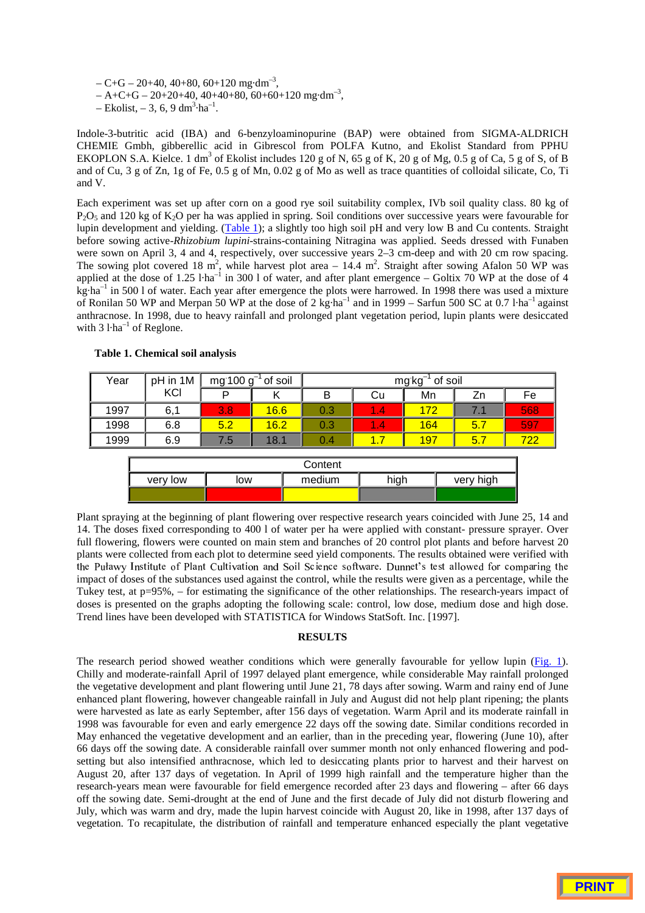– C+G – 20+40, 40+80, 60+120 mg·dm$^{-3}$,
– A+C+G – 20+20+40, 40+40+80, 60+60+120 mg·dm$^{-3}$,
– Ekolist, – 3, 6, 9 dm$^{3}$·ha$^{-1}$.

Indole-3-butritic acid (IBA) and 6-benzyloaminopurine (BAP) were obtained from SIGMA-ALDRICH CHEMIE Gmbh, gibberellic acid in Gibrescol from POLFA Kutno, and Ekolist Standard from PPHU EKOPLON S.A. Kielce. 1 dm$^{3}$ of Ekolist includes 120 g of N, 65 g of K, 20 g of Mg, 0.5 g of Ca, 5 g of S, of B and of Cu, 3 g of Zn, 1g of Fe, 0.5 g of Mn, 0.02 g of Mo as well as trace quantities of colloidal silicate, Co, Ti and V.

Each experiment was set up after corn on a good rye soil suitability complex, IVb soil quality class. 80 kg of $P_2O_5$ and 120 kg of $K_2O$ per ha was applied in spring. Soil conditions over successive years were favourable for lupin development and yielding. (Table 1); a slightly too high soil pH and very low B and Cu contents. Straight before sowing active-*Rhizobium lupini*-strains-containing Nitragina was applied. Seeds dressed with Funaben were sown on April 3, 4 and 4, respectively, over successive years 2–3 cm-deep and with 20 cm row spacing. The sowing plot covered 18 m$^{2}$, while harvest plot area – 14.4 m$^{2}$. Straight after sowing Afalon 50 WP was applied at the dose of 1.25 l·ha$^{-1}$ in 300 l of water, and after plant emergence – Goltix 70 WP at the dose of 4 kg·ha$^{-1}$ in 500 l of water. Each year after emergence the plots were harrowed. In 1998 there was used a mixture of Ronilan 50 WP and Merpan 50 WP at the dose of 2 kg·ha$^{-1}$ and in 1999 – Sarfun 500 SC at 0.7 l·ha$^{-1}$ against anthracnose. In 1998, due to heavy rainfall and prolonged plant vegetation period, lupin plants were desiccated with 3 l·ha$^{-1}$ of Reglone.

**Table 1. Chemical soil analysis**

| Year | pH in 1M KCl | mg·100 g$^{-1}$ of soil | | mg·kg$^{-1}$ of soil | | | | |
|---|---|---|---|---|---|---|---|---|
| | | P | K | B | Cu | Mn | Zn | Fe |
| 1997 | 6,1 | 3.8 | 16.6 | 0.3 | 1.4 | 172 | 7.1 | 568 |
| 1998 | 6.8 | 5.2 | 16.2 | 0.3 | 1.4 | 164 | 5.7 | 597 |
| 1999 | 6.9 | 7.5 | 18.1 | 0.4 | 1.7 | 197 | 5.7 | 722 |

| Content | | | | |
|---|---|---|---|---|
| very low | low | medium | high | very high |

Plant spraying at the beginning of plant flowering over respective research years coincided with June 25, 14 and 14. The doses fixed corresponding to 400 l of water per ha were applied with constant- pressure sprayer. Over full flowering, flowers were counted on main stem and branches of 20 control plot plants and before harvest 20 plants were collected from each plot to determine seed yield components. The results obtained were verified with the Pulawy Institute of Plant Cultivation and Soil Science software. Dunnet's test allowed for comparing the impact of doses of the substances used against the control, while the results were given as a percentage, while the Tukey test, at p=95%, – for estimating the significance of the other relationships. The research-years impact of doses is presented on the graphs adopting the following scale: control, low dose, medium dose and high dose. Trend lines have been developed with STATISTICA for Windows StatSoft. Inc. [1997].

## RESULTS

The research period showed weather conditions which were generally favourable for yellow lupin (Fig. 1). Chilly and moderate-rainfall April of 1997 delayed plant emergence, while considerable May rainfall prolonged the vegetative development and plant flowering until June 21, 78 days after sowing. Warm and rainy end of June enhanced plant flowering, however changeable rainfall in July and August did not help plant ripening; the plants were harvested as late as early September, after 156 days of vegetation. Warm April and its moderate rainfall in 1998 was favourable for even and early emergence 22 days off the sowing date. Similar conditions recorded in May enhanced the vegetative development and an earlier, than in the preceding year, flowering (June 10), after 66 days off the sowing date. A considerable rainfall over summer month not only enhanced flowering and pod-setting but also intensified anthracnose, which led to desiccating plants prior to harvest and their harvest on August 20, after 137 days of vegetation. In April of 1999 high rainfall and the temperature higher than the research-years mean were favourable for field emergence recorded after 23 days and flowering – after 66 days off the sowing date. Semi-drought at the end of June and the first decade of July did not disturb flowering and July, which was warm and dry, made the lupin harvest coincide with August 20, like in 1998, after 137 days of vegetation. To recapitulate, the distribution of rainfall and temperature enhanced especially the plant vegetative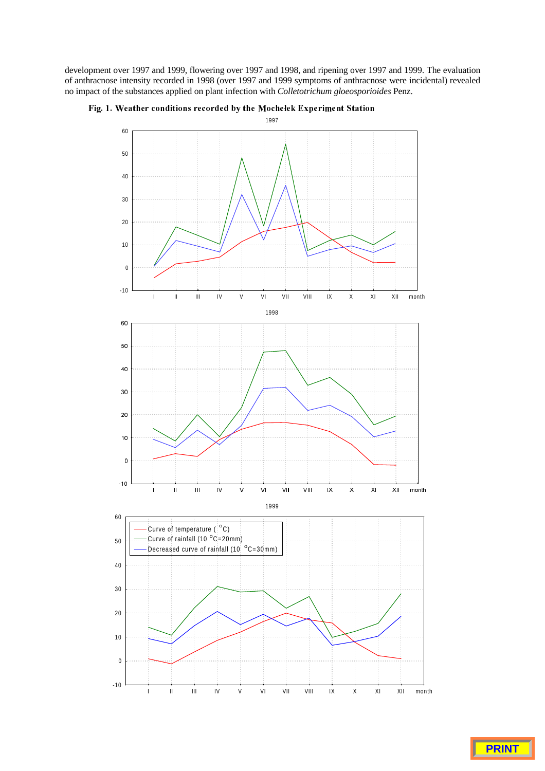development over 1997 and 1999, flowering over 1997 and 1998, and ripening over 1997 and 1999. The evaluation of anthracnose intensity recorded in 1998 (over 1997 and 1999 symptoms of anthracnose were incidental) revealed no impact of the substances applied on plant infection with *Colletotrichum gloeosporioides* Penz.

**Fig. 1. Weather conditions recorded by the Mochełek Experiment Station**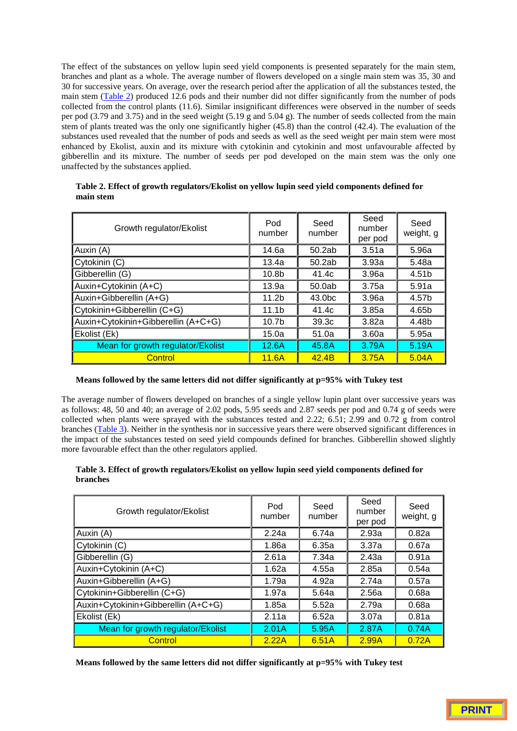The effect of the substances on yellow lupin seed yield components is presented separately for the main stem, branches and plant as a whole. The average number of flowers developed on a single main stem was 35, 30 and 30 for successive years. On average, over the research period after the application of all the substances tested, the main stem (Table 2) produced 12.6 pods and their number did not differ significantly from the number of pods collected from the control plants (11.6). Similar insignificant differences were observed in the number of seeds per pod (3.79 and 3.75) and in the seed weight (5.19 g and 5.04 g). The number of seeds collected from the main stem of plants treated was the only one significantly higher (45.8) than the control (42.4). The evaluation of the substances used revealed that the number of pods and seeds as well as the seed weight per main stem were most enhanced by Ekolist, auxin and its mixture with cytokinin and cytokinin and most unfavourable affected by gibberellin and its mixture. The number of seeds per pod developed on the main stem was the only one unaffected by the substances applied.

**Table 2. Effect of growth regulators/Ekolist on yellow lupin seed yield components defined for main stem**

| Growth regulator/Ekolist | Pod number | Seed number | Seed number per pod | Seed weight, g |
|---|---|---|---|---|
| Auxin (A) | 14.6a | 50.2ab | 3.51a | 5.96a |
| Cytokinin (C) | 13.4a | 50.2ab | 3.93a | 5.48a |
| Gibberellin (G) | 10.8b | 41.4c | 3.96a | 4.51b |
| Auxin+Cytokinin (A+C) | 13.9a | 50.0ab | 3.75a | 5.91a |
| Auxin+Gibberellin (A+G) | 11.2b | 43.0bc | 3.96a | 4.57b |
| Cytokinin+Gibberellin (C+G) | 11.1b | 41.4c | 3.85a | 4.65b |
| Auxin+Cytokinin+Gibberellin (A+C+G) | 10.7b | 39.3c | 3.82a | 4.48b |
| Ekolist (Ek) | 15.0a | 51.0a | 3.60a | 5.95a |
| Mean for growth regulator/Ekolist | 12.6A | 45.8A | 3.79A | 5.19A |
| Control | 11.6A | 42.4B | 3.75A | 5.04A |

**Means followed by the same letters did not differ significantly at p=95% with Tukey test**

The average number of flowers developed on branches of a single yellow lupin plant over successive years was as follows: 48, 50 and 40; an average of 2.02 pods, 5.95 seeds and 2.87 seeds per pod and 0.74 g of seeds were collected when plants were sprayed with the substances tested and 2.22; 6.51; 2.99 and 0.72 g from control branches (Table 3). Neither in the synthesis nor in successive years there were observed significant differences in the impact of the substances tested on seed yield compounds defined for branches. Gibberellin showed slightly more favourable effect than the other regulators applied.

**Table 3. Effect of growth regulators/Ekolist on yellow lupin seed yield components defined for branches**

| Growth regulator/Ekolist | Pod number | Seed number | Seed number per pod | Seed weight, g |
|---|---|---|---|---|
| Auxin (A) | 2.24a | 6.74a | 2.93a | 0.82a |
| Cytokinin (C) | 1.86a | 6.35a | 3.37a | 0.67a |
| Gibberellin (G) | 2.61a | 7.34a | 2.43a | 0.91a |
| Auxin+Cytokinin (A+C) | 1.62a | 4.55a | 2.85a | 0.54a |
| Auxin+Gibberellin (A+G) | 1.79a | 4.92a | 2.74a | 0.57a |
| Cytokinin+Gibberellin (C+G) | 1.97a | 5.64a | 2.56a | 0.68a |
| Auxin+Cytokinin+Gibberellin (A+C+G) | 1.85a | 5.52a | 2.79a | 0.68a |
| Ekolist (Ek) | 2.11a | 6.52a | 3.07a | 0.81a |
| Mean for growth regulator/Ekolist | 2.01A | 5.95A | 2.87A | 0.74A |
| Control | 2.22A | 6.51A | 2.99A | 0.72A |

**Means followed by the same letters did not differ significantly at p=95% with Tukey test**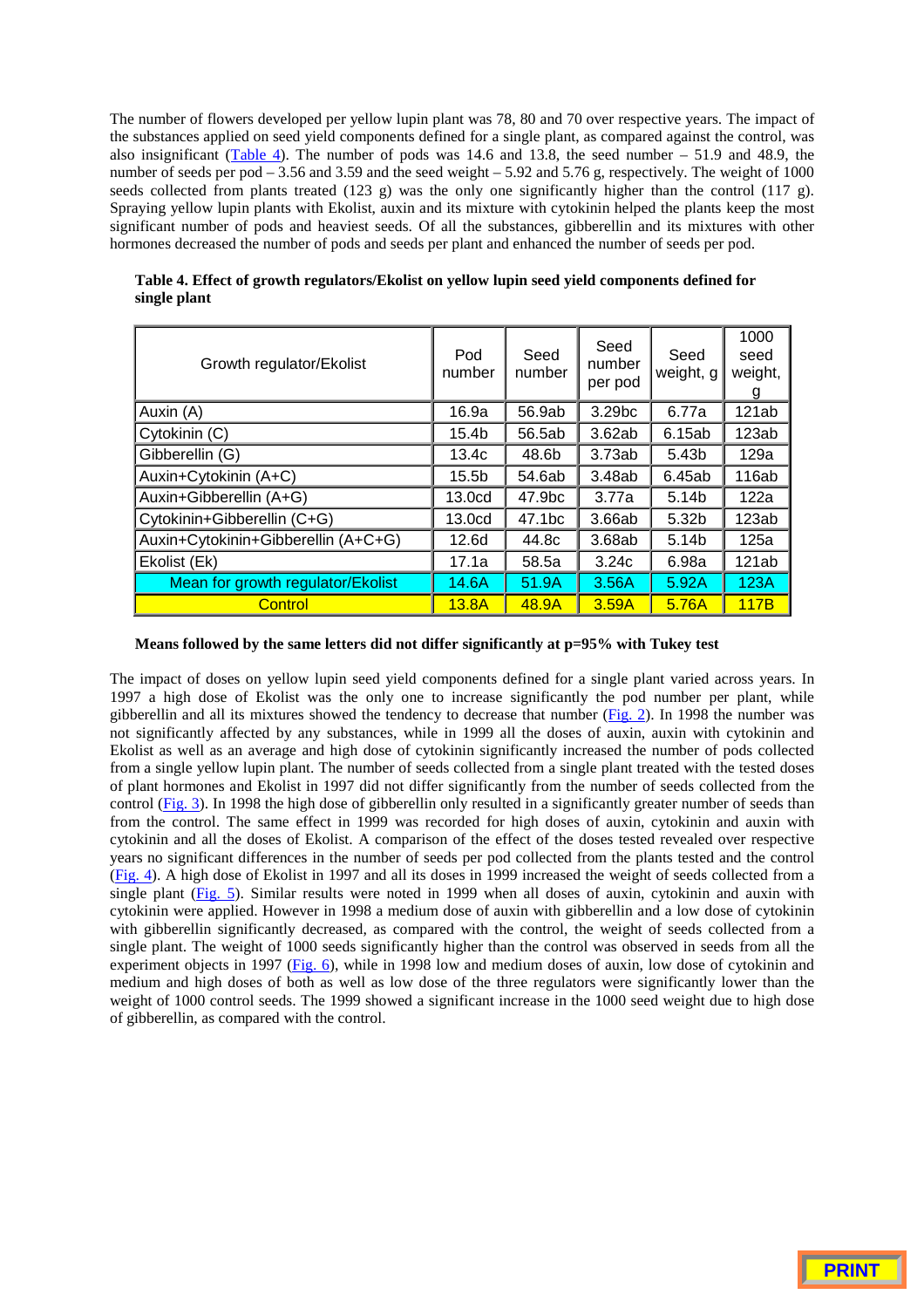The number of flowers developed per yellow lupin plant was 78, 80 and 70 over respective years. The impact of the substances applied on seed yield components defined for a single plant, as compared against the control, was also insignificant (Table 4). The number of pods was 14.6 and 13.8, the seed number – 51.9 and 48.9, the number of seeds per pod – 3.56 and 3.59 and the seed weight – 5.92 and 5.76 g, respectively. The weight of 1000 seeds collected from plants treated (123 g) was the only one significantly higher than the control (117 g). Spraying yellow lupin plants with Ekolist, auxin and its mixture with cytokinin helped the plants keep the most significant number of pods and heaviest seeds. Of all the substances, gibberellin and its mixtures with other hormones decreased the number of pods and seeds per plant and enhanced the number of seeds per pod.

**Table 4. Effect of growth regulators/Ekolist on yellow lupin seed yield components defined for single plant**

| Growth regulator/Ekolist | Pod number | Seed number | Seed number per pod | Seed weight, g | 1000 seed weight, g |
|---|---|---|---|---|---|
| Auxin (A) | 16.9a | 56.9ab | 3.29bc | 6.77a | 121ab |
| Cytokinin (C) | 15.4b | 56.5ab | 3.62ab | 6.15ab | 123ab |
| Gibberellin (G) | 13.4c | 48.6b | 3.73ab | 5.43b | 129a |
| Auxin+Cytokinin (A+C) | 15.5b | 54.6ab | 3.48ab | 6.45ab | 116ab |
| Auxin+Gibberellin (A+G) | 13.0cd | 47.9bc | 3.77a | 5.14b | 122a |
| Cytokinin+Gibberellin (C+G) | 13.0cd | 47.1bc | 3.66ab | 5.32b | 123ab |
| Auxin+Cytokinin+Gibberellin (A+C+G) | 12.6d | 44.8c | 3.68ab | 5.14b | 125a |
| Ekolist (Ek) | 17.1a | 58.5a | 3.24c | 6.98a | 121ab |
| Mean for growth regulator/Ekolist | 14.6A | 51.9A | 3.56A | 5.92A | 123A |
| Control | 13.8A | 48.9A | 3.59A | 5.76A | 117B |

**Means followed by the same letters did not differ significantly at p=95% with Tukey test**

The impact of doses on yellow lupin seed yield components defined for a single plant varied across years. In 1997 a high dose of Ekolist was the only one to increase significantly the pod number per plant, while gibberellin and all its mixtures showed the tendency to decrease that number (Fig. 2). In 1998 the number was not significantly affected by any substances, while in 1999 all the doses of auxin, auxin with cytokinin and Ekolist as well as an average and high dose of cytokinin significantly increased the number of pods collected from a single yellow lupin plant. The number of seeds collected from a single plant treated with the tested doses of plant hormones and Ekolist in 1997 did not differ significantly from the number of seeds collected from the control (Fig. 3). In 1998 the high dose of gibberellin only resulted in a significantly greater number of seeds than from the control. The same effect in 1999 was recorded for high doses of auxin, cytokinin and auxin with cytokinin and all the doses of Ekolist. A comparison of the effect of the doses tested revealed over respective years no significant differences in the number of seeds per pod collected from the plants tested and the control (Fig. 4). A high dose of Ekolist in 1997 and all its doses in 1999 increased the weight of seeds collected from a single plant (Fig. 5). Similar results were noted in 1999 when all doses of auxin, cytokinin and auxin with cytokinin were applied. However in 1998 a medium dose of auxin with gibberellin and a low dose of cytokinin with gibberellin significantly decreased, as compared with the control, the weight of seeds collected from a single plant. The weight of 1000 seeds significantly higher than the control was observed in seeds from all the experiment objects in 1997 (Fig. 6), while in 1998 low and medium doses of auxin, low dose of cytokinin and medium and high doses of both as well as low dose of the three regulators were significantly lower than the weight of 1000 control seeds. The 1999 showed a significant increase in the 1000 seed weight due to high dose of gibberellin, as compared with the control.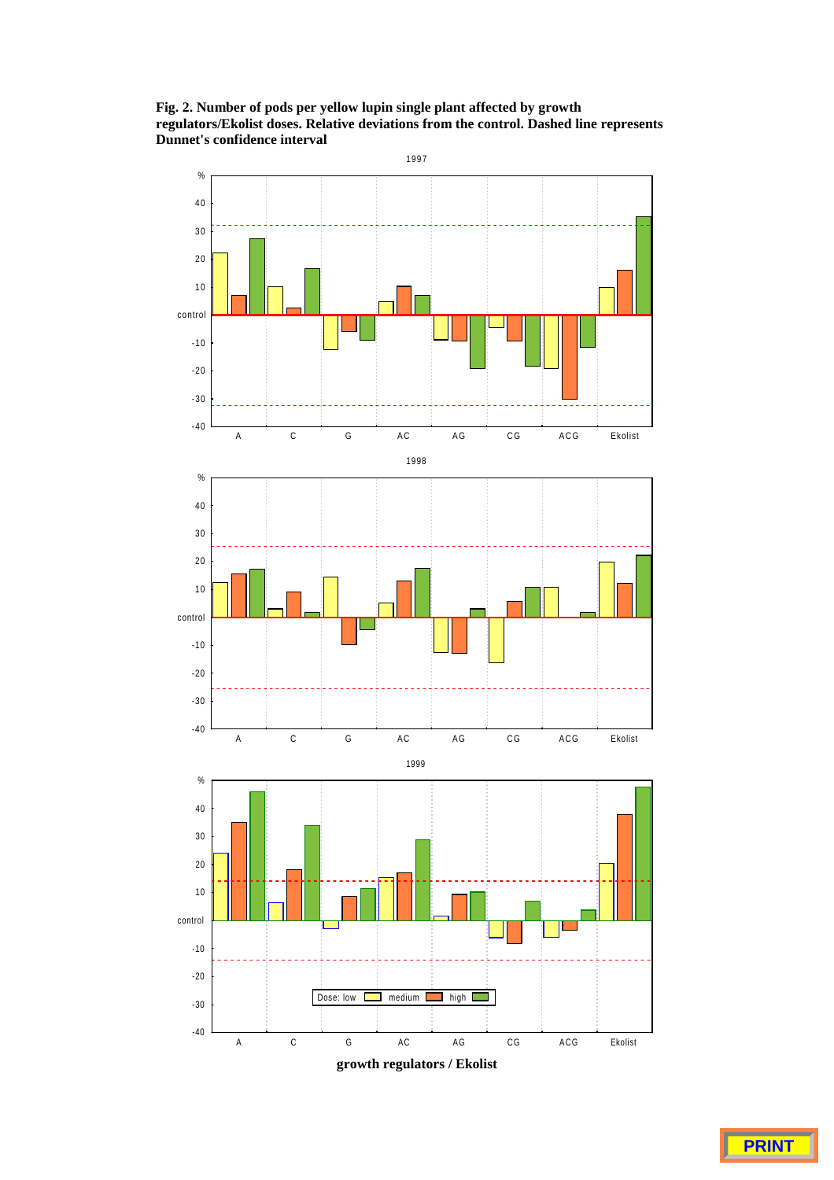**Fig. 2. Number of pods per yellow lupin single plant affected by growth regulators/Ekolist doses. Relative deviations from the control. Dashed line represents Dunnet's confidence interval**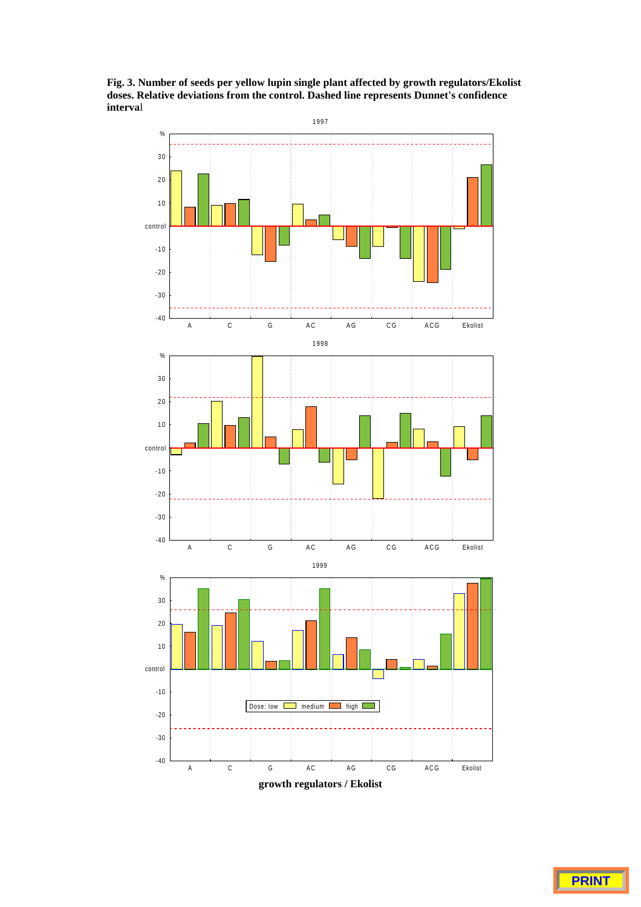**Fig. 3. Number of seeds per yellow lupin single plant affected by growth regulators/Ekolist doses. Relative deviations from the control. Dashed line represents Dunnet's confidence interval**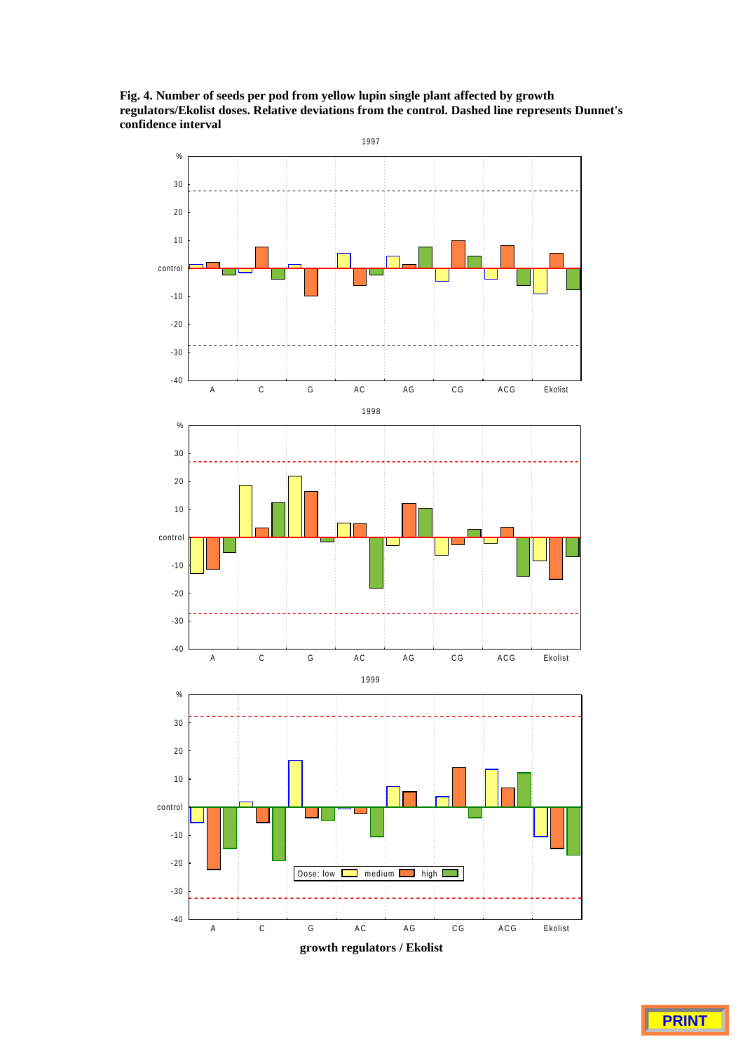**Fig. 4. Number of seeds per pod from yellow lupin single plant affected by growth regulators/Ekolist doses. Relative deviations from the control. Dashed line represents Dunnet's confidence interval**

1997

1998

1999

Dose: low medium high

growth regulators / Ekolist

PRINT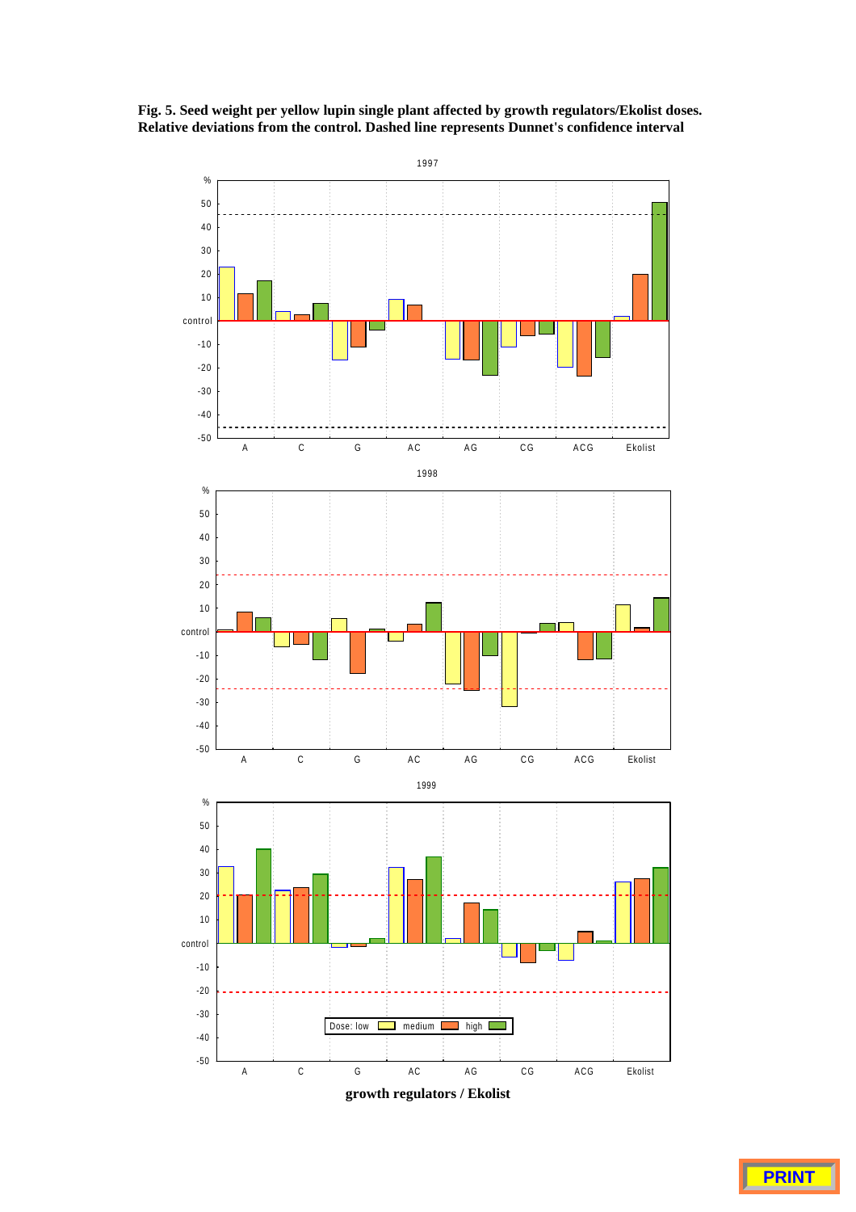**Fig. 5. Seed weight per yellow lupin single plant affected by growth regulators/Ekolist doses. Relative deviations from the control. Dashed line represents Dunnet's confidence interval**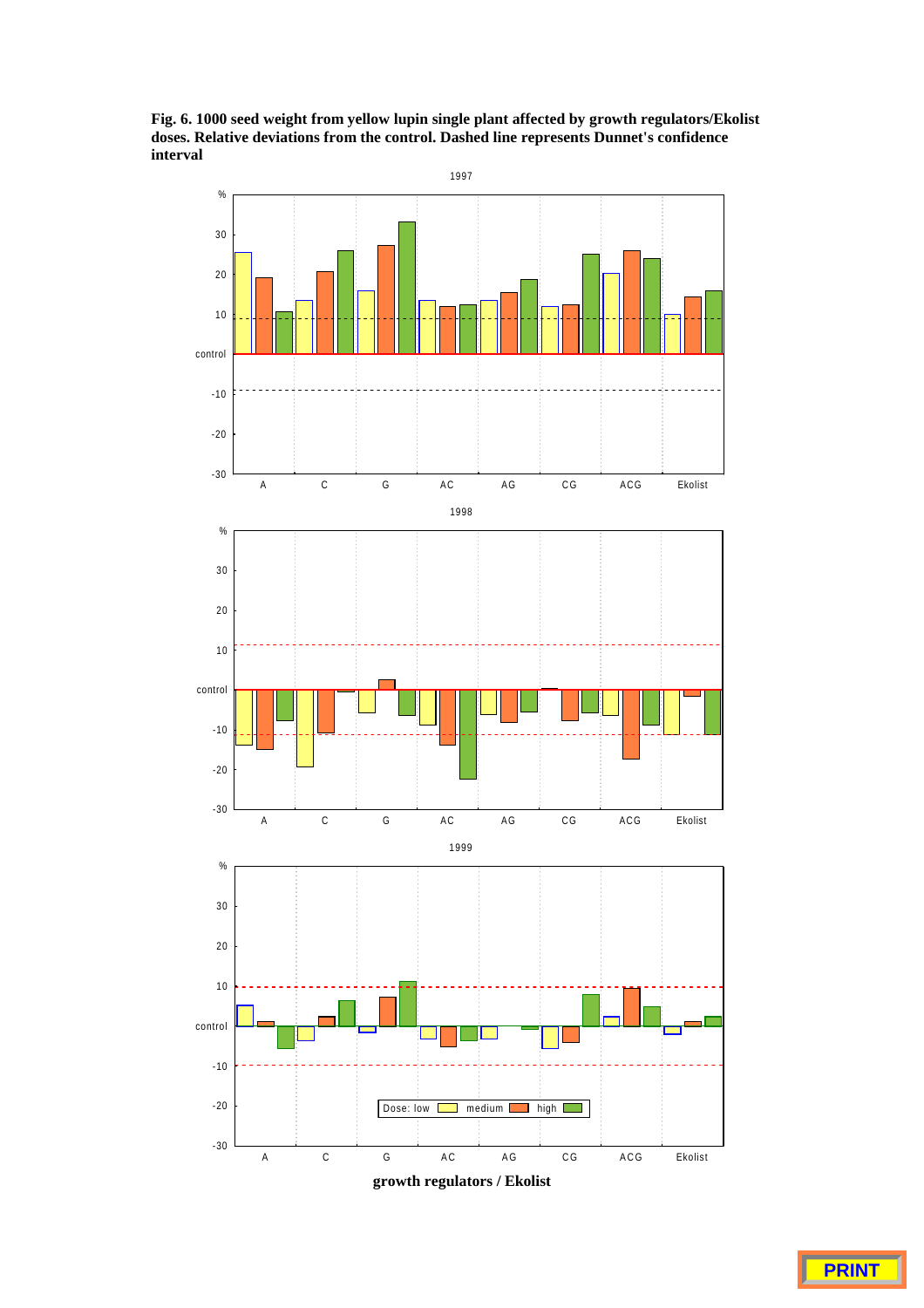**Fig. 6. 1000 seed weight from yellow lupin single plant affected by growth regulators/Ekolist doses. Relative deviations from the control. Dashed line represents Dunnet's confidence interval**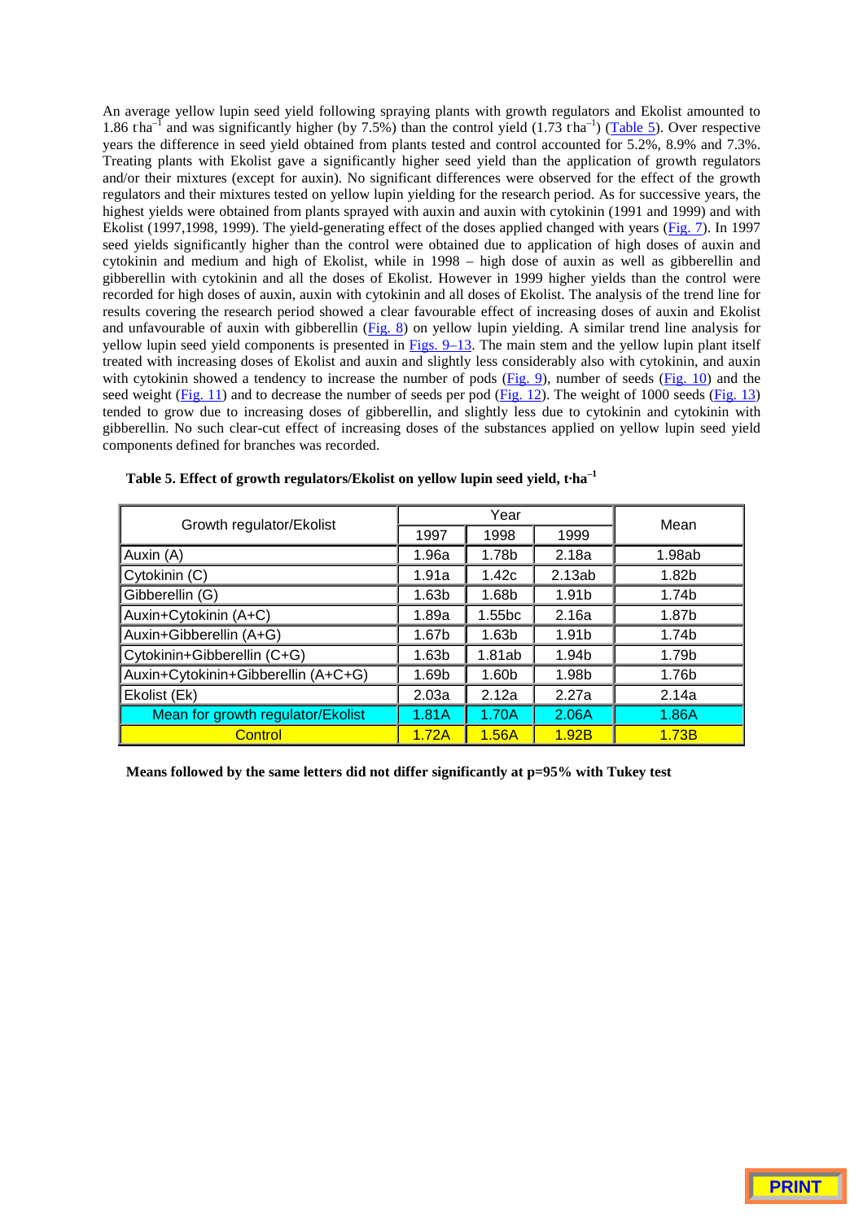An average yellow lupin seed yield following spraying plants with growth regulators and Ekolist amounted to 1.86 t·ha$^{-1}$ and was significantly higher (by 7.5%) than the control yield (1.73 t·ha$^{-1}$) (Table 5). Over respective years the difference in seed yield obtained from plants tested and control accounted for 5.2%, 8.9% and 7.3%. Treating plants with Ekolist gave a significantly higher seed yield than the application of growth regulators and/or their mixtures (except for auxin). No significant differences were observed for the effect of the growth regulators and their mixtures tested on yellow lupin yielding for the research period. As for successive years, the highest yields were obtained from plants sprayed with auxin and auxin with cytokinin (1991 and 1999) and with Ekolist (1997,1998, 1999). The yield-generating effect of the doses applied changed with years (Fig. 7). In 1997 seed yields significantly higher than the control were obtained due to application of high doses of auxin and cytokinin and medium and high of Ekolist, while in 1998 – high dose of auxin as well as gibberellin and gibberellin with cytokinin and all the doses of Ekolist. However in 1999 higher yields than the control were recorded for high doses of auxin, auxin with cytokinin and all doses of Ekolist. The analysis of the trend line for results covering the research period showed a clear favourable effect of increasing doses of auxin and Ekolist and unfavourable of auxin with gibberellin (Fig. 8) on yellow lupin yielding. A similar trend line analysis for yellow lupin seed yield components is presented in Figs. 9–13. The main stem and the yellow lupin plant itself treated with increasing doses of Ekolist and auxin and slightly less considerably also with cytokinin, and auxin with cytokinin showed a tendency to increase the number of pods (Fig. 9), number of seeds (Fig. 10) and the seed weight (Fig. 11) and to decrease the number of seeds per pod (Fig. 12). The weight of 1000 seeds (Fig. 13) tended to grow due to increasing doses of gibberellin, and slightly less due to cytokinin and cytokinin with gibberellin. No such clear-cut effect of increasing doses of the substances applied on yellow lupin seed yield components defined for branches was recorded.

**Table 5. Effect of growth regulators/Ekolist on yellow lupin seed yield, t·ha$^{-1}$**

| Growth regulator/Ekolist | Year | | | Mean |
|---|---|---|---|---|
| | 1997 | 1998 | 1999 | |
| Auxin (A) | 1.96a | 1.78b | 2.18a | 1.98ab |
| Cytokinin (C) | 1.91a | 1.42c | 2.13ab | 1.82b |
| Gibberellin (G) | 1.63b | 1.68b | 1.91b | 1.74b |
| Auxin+Cytokinin (A+C) | 1.89a | 1.55bc | 2.16a | 1.87b |
| Auxin+Gibberellin (A+G) | 1.67b | 1.63b | 1.91b | 1.74b |
| Cytokinin+Gibberellin (C+G) | 1.63b | 1.81ab | 1.94b | 1.79b |
| Auxin+Cytokinin+Gibberellin (A+C+G) | 1.69b | 1.60b | 1.98b | 1.76b |
| Ekolist (Ek) | 2.03a | 2.12a | 2.27a | 2.14a |
| Mean for growth regulator/Ekolist | 1.81A | 1.70A | 2.06A | 1.86A |
| Control | 1.72A | 1.56A | 1.92B | 1.73B |

**Means followed by the same letters did not differ significantly at p=95% with Tukey test**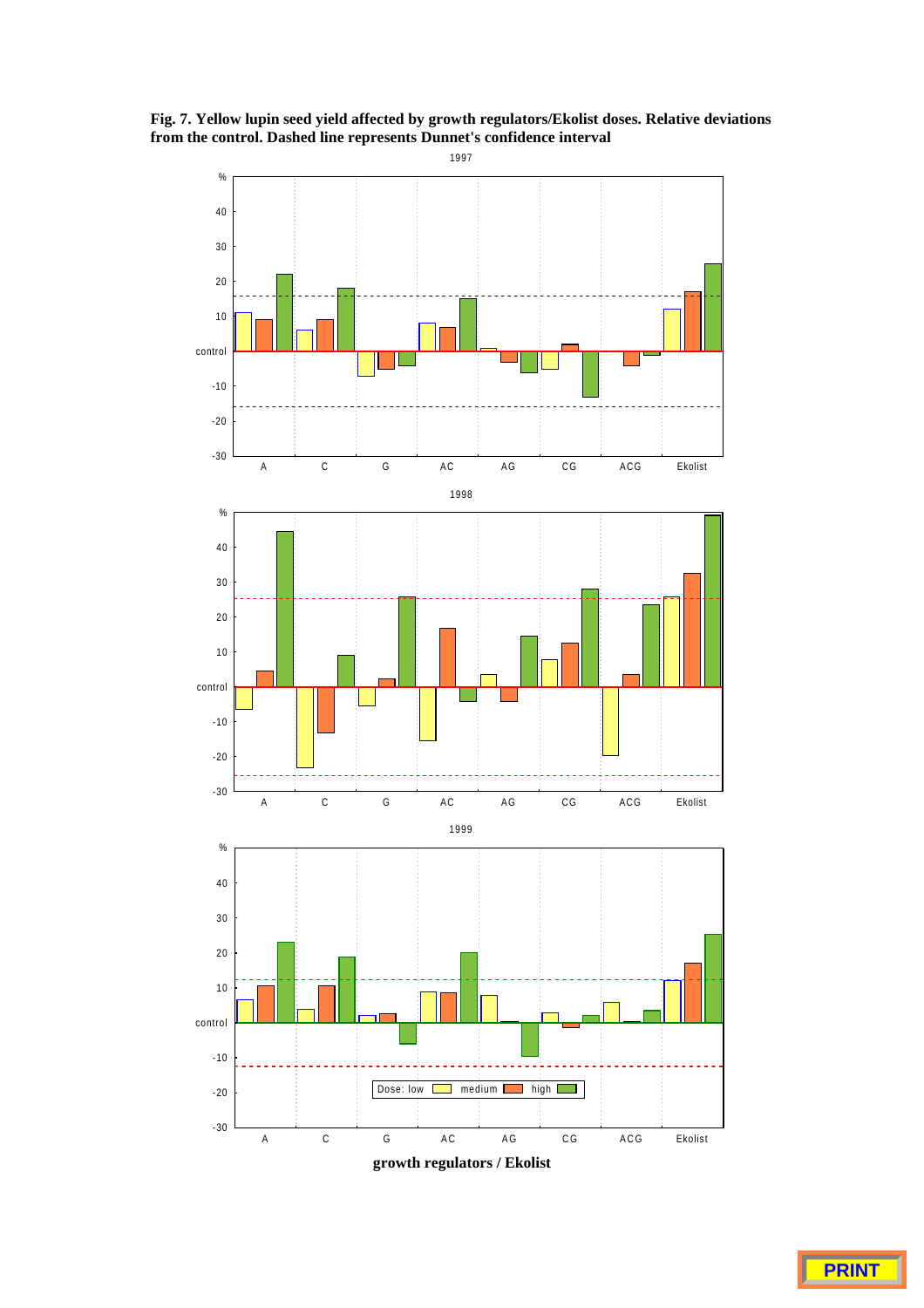**Fig. 7. Yellow lupin seed yield affected by growth regulators/Ekolist doses. Relative deviations from the control. Dashed line represents Dunnet's confidence interval**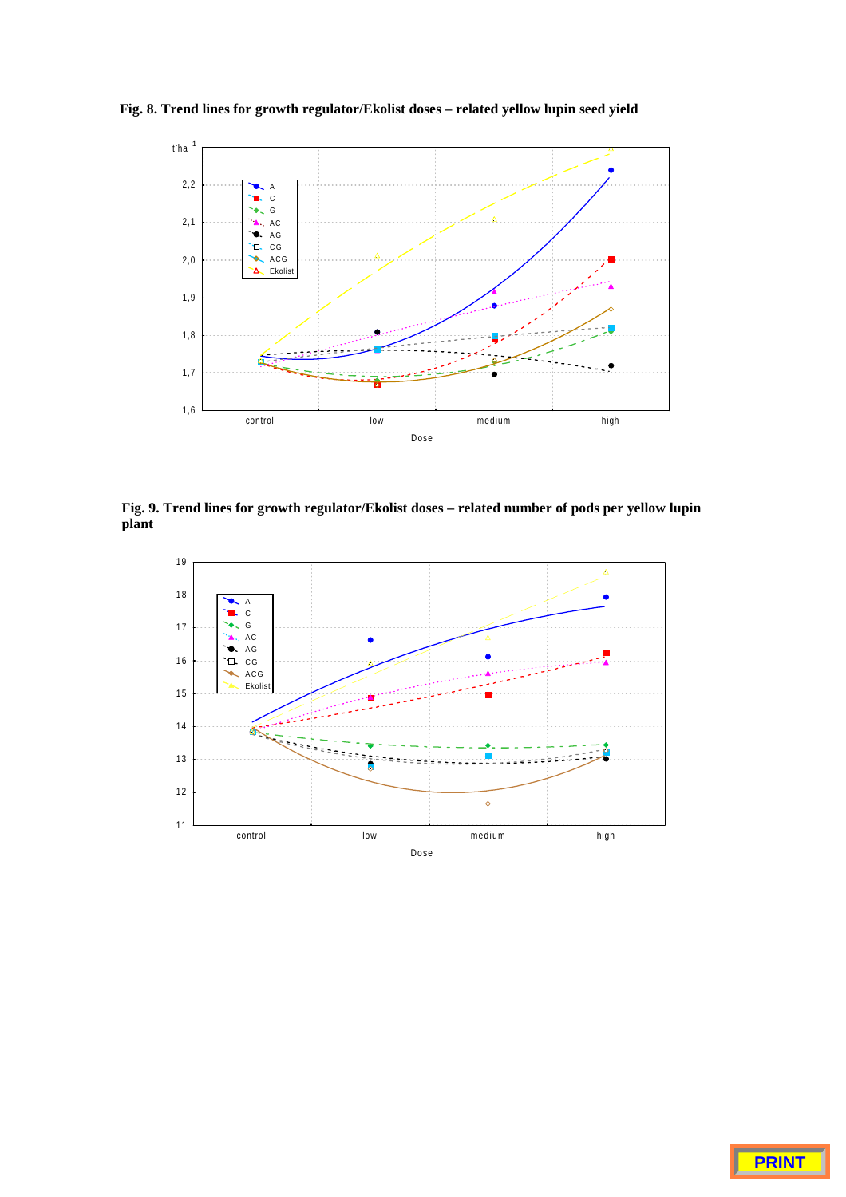**Fig. 8. Trend lines for growth regulator/Ekolist doses – related yellow lupin seed yield**

**Fig. 9. Trend lines for growth regulator/Ekolist doses – related number of pods per yellow lupin plant**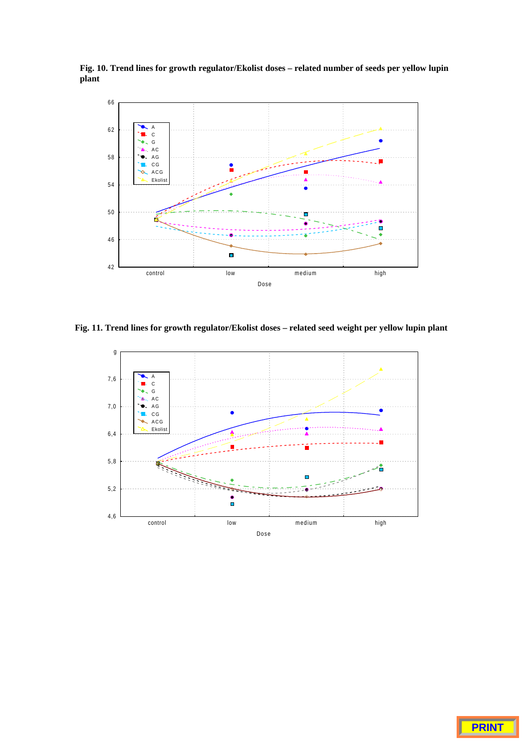**Fig. 10. Trend lines for growth regulator/Ekolist doses – related number of seeds per yellow lupin plant**

**Fig. 11. Trend lines for growth regulator/Ekolist doses – related seed weight per yellow lupin plant**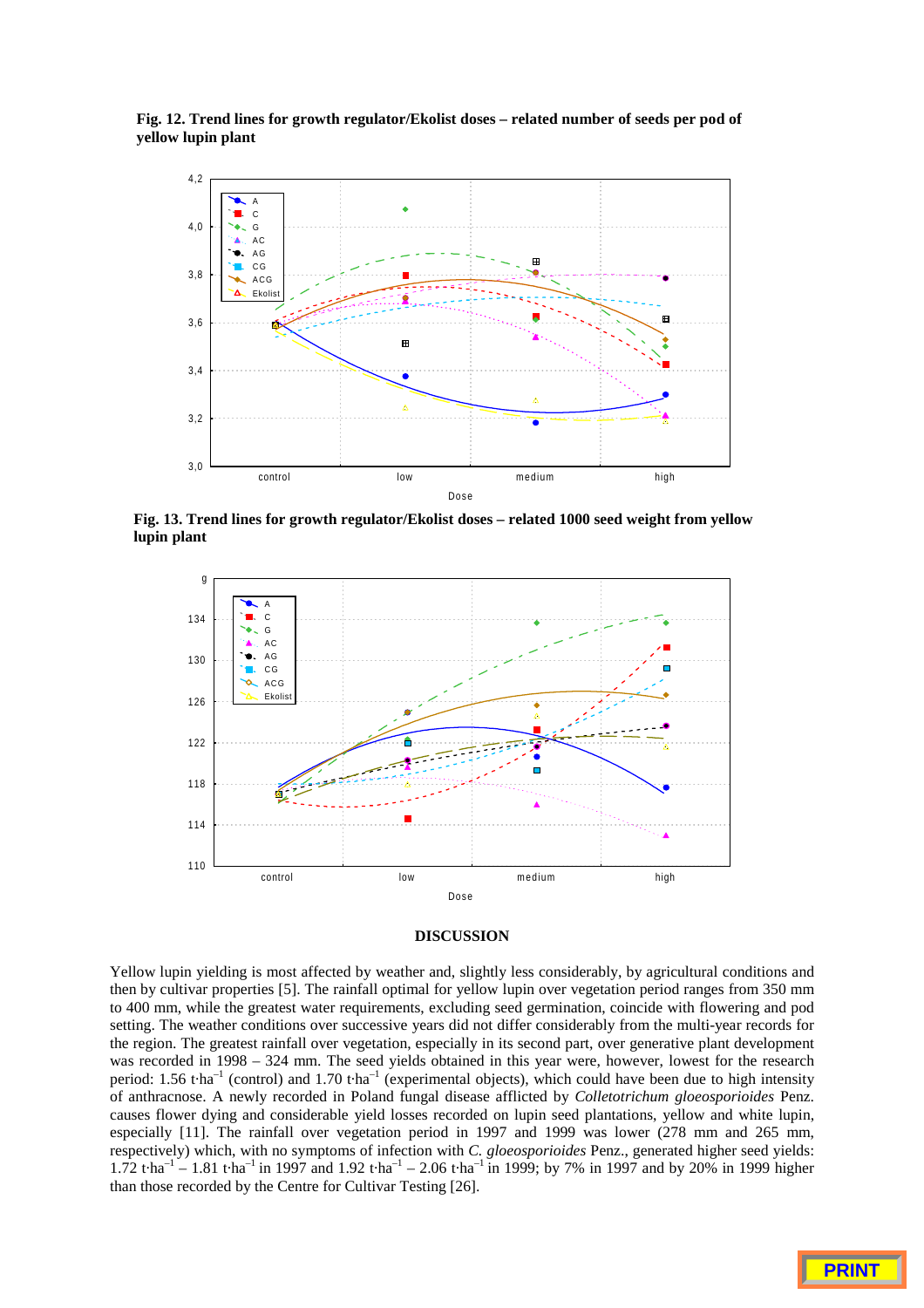**Fig. 12. Trend lines for growth regulator/Ekolist doses – related number of seeds per pod of yellow lupin plant**

**Fig. 13. Trend lines for growth regulator/Ekolist doses – related 1000 seed weight from yellow lupin plant**

## DISCUSSION

Yellow lupin yielding is most affected by weather and, slightly less considerably, by agricultural conditions and then by cultivar properties [5]. The rainfall optimal for yellow lupin over vegetation period ranges from 350 mm to 400 mm, while the greatest water requirements, excluding seed germination, coincide with flowering and pod setting. The weather conditions over successive years did not differ considerably from the multi-year records for the region. The greatest rainfall over vegetation, especially in its second part, over generative plant development was recorded in 1998 – 324 mm. The seed yields obtained in this year were, however, lowest for the research period: 1.56 t·ha$^{-1}$ (control) and 1.70 t·ha$^{-1}$ (experimental objects), which could have been due to high intensity of anthracnose. A newly recorded in Poland fungal disease afflicted by *Colletotrichum gloeosporioides* Penz. causes flower dying and considerable yield losses recorded on lupin seed plantations, yellow and white lupin, especially [11]. The rainfall over vegetation period in 1997 and 1999 was lower (278 mm and 265 mm, respectively) which, with no symptoms of infection with *C. gloeosporioides* Penz., generated higher seed yields: 1.72 t·ha$^{-1}$ – 1.81 t·ha$^{-1}$ in 1997 and 1.92 t·ha$^{-1}$ – 2.06 t·ha$^{-1}$ in 1999; by 7% in 1997 and by 20% in 1999 higher than those recorded by the Centre for Cultivar Testing [26].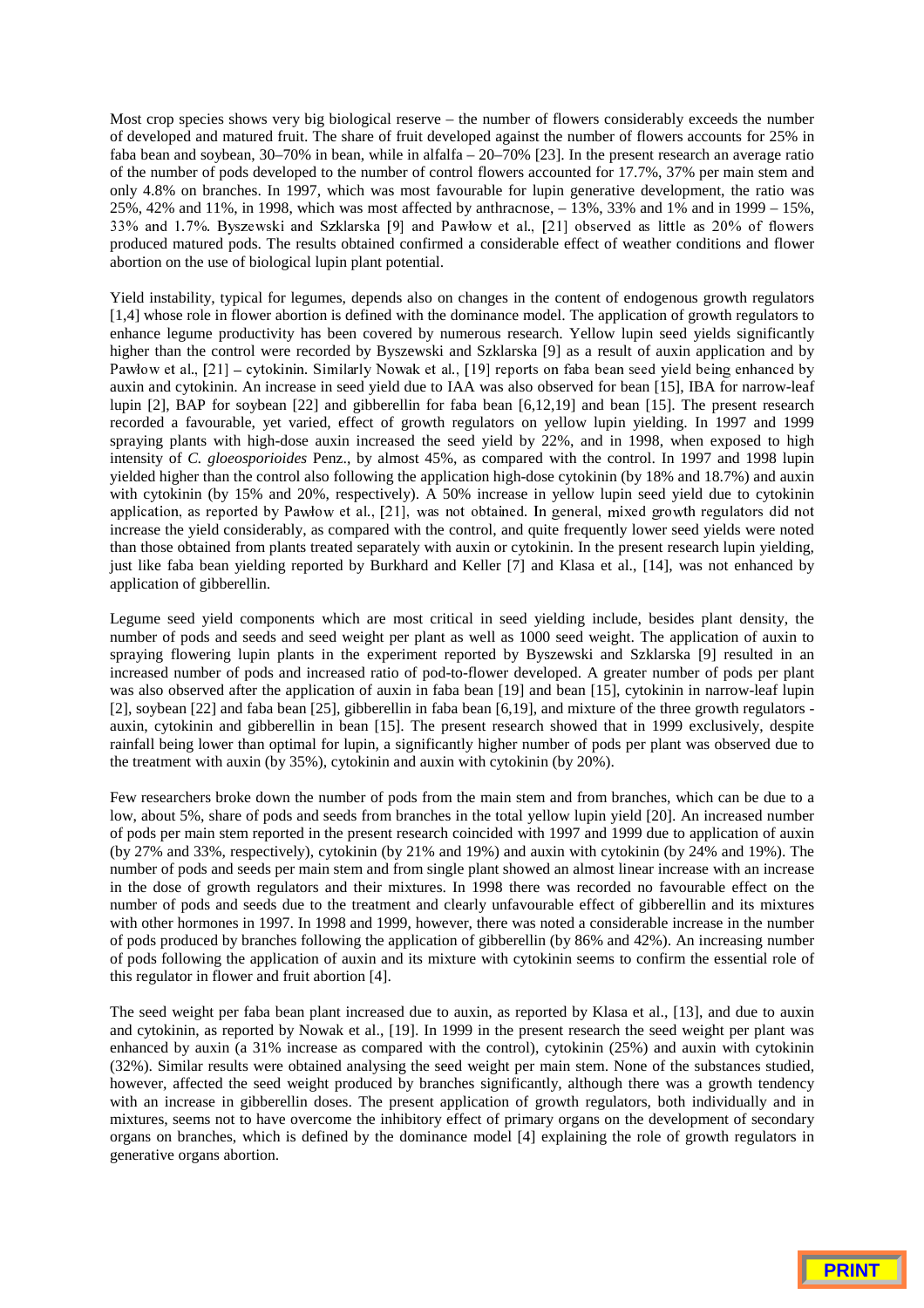Most crop species shows very big biological reserve – the number of flowers considerably exceeds the number of developed and matured fruit. The share of fruit developed against the number of flowers accounts for 25% in faba bean and soybean, 30–70% in bean, while in alfalfa – 20–70% [23]. In the present research an average ratio of the number of pods developed to the number of control flowers accounted for 17.7%, 37% per main stem and only 4.8% on branches. In 1997, which was most favourable for lupin generative development, the ratio was 25%, 42% and 11%, in 1998, which was most affected by anthracnose, – 13%, 33% and 1% and in 1999 – 15%, 33% and 1.7%. Byszewski and Szklarska [9] and Pawłow et al., [21] observed as little as 20% of flowers produced matured pods. The results obtained confirmed a considerable effect of weather conditions and flower abortion on the use of biological lupin plant potential.

Yield instability, typical for legumes, depends also on changes in the content of endogenous growth regulators [1,4] whose role in flower abortion is defined with the dominance model. The application of growth regulators to enhance legume productivity has been covered by numerous research. Yellow lupin seed yields significantly higher than the control were recorded by Byszewski and Szklarska [9] as a result of auxin application and by Pawłow et al., [21] – cytokinin. Similarly Nowak et al., [19] reports on faba bean seed yield being enhanced by auxin and cytokinin. An increase in seed yield due to IAA was also observed for bean [15], IBA for narrow-leaf lupin [2], BAP for soybean [22] and gibberellin for faba bean [6,12,19] and bean [15]. The present research recorded a favourable, yet varied, effect of growth regulators on yellow lupin yielding. In 1997 and 1999 spraying plants with high-dose auxin increased the seed yield by 22%, and in 1998, when exposed to high intensity of *C. gloeosporioides* Penz., by almost 45%, as compared with the control. In 1997 and 1998 lupin yielded higher than the control also following the application high-dose cytokinin (by 18% and 18.7%) and auxin with cytokinin (by 15% and 20%, respectively). A 50% increase in yellow lupin seed yield due to cytokinin application, as reported by Pawłow et al., [21], was not obtained. In general, mixed growth regulators did not increase the yield considerably, as compared with the control, and quite frequently lower seed yields were noted than those obtained from plants treated separately with auxin or cytokinin. In the present research lupin yielding, just like faba bean yielding reported by Burkhard and Keller [7] and Klasa et al., [14], was not enhanced by application of gibberellin.

Legume seed yield components which are most critical in seed yielding include, besides plant density, the number of pods and seeds and seed weight per plant as well as 1000 seed weight. The application of auxin to spraying flowering lupin plants in the experiment reported by Byszewski and Szklarska [9] resulted in an increased number of pods and increased ratio of pod-to-flower developed. A greater number of pods per plant was also observed after the application of auxin in faba bean [19] and bean [15], cytokinin in narrow-leaf lupin [2], soybean [22] and faba bean [25], gibberellin in faba bean [6,19], and mixture of the three growth regulators - auxin, cytokinin and gibberellin in bean [15]. The present research showed that in 1999 exclusively, despite rainfall being lower than optimal for lupin, a significantly higher number of pods per plant was observed due to the treatment with auxin (by 35%), cytokinin and auxin with cytokinin (by 20%).

Few researchers broke down the number of pods from the main stem and from branches, which can be due to a low, about 5%, share of pods and seeds from branches in the total yellow lupin yield [20]. An increased number of pods per main stem reported in the present research coincided with 1997 and 1999 due to application of auxin (by 27% and 33%, respectively), cytokinin (by 21% and 19%) and auxin with cytokinin (by 24% and 19%). The number of pods and seeds per main stem and from single plant showed an almost linear increase with an increase in the dose of growth regulators and their mixtures. In 1998 there was recorded no favourable effect on the number of pods and seeds due to the treatment and clearly unfavourable effect of gibberellin and its mixtures with other hormones in 1997. In 1998 and 1999, however, there was noted a considerable increase in the number of pods produced by branches following the application of gibberellin (by 86% and 42%). An increasing number of pods following the application of auxin and its mixture with cytokinin seems to confirm the essential role of this regulator in flower and fruit abortion [4].

The seed weight per faba bean plant increased due to auxin, as reported by Klasa et al., [13], and due to auxin and cytokinin, as reported by Nowak et al., [19]. In 1999 in the present research the seed weight per plant was enhanced by auxin (a 31% increase as compared with the control), cytokinin (25%) and auxin with cytokinin (32%). Similar results were obtained analysing the seed weight per main stem. None of the substances studied, however, affected the seed weight produced by branches significantly, although there was a growth tendency with an increase in gibberellin doses. The present application of growth regulators, both individually and in mixtures, seems not to have overcome the inhibitory effect of primary organs on the development of secondary organs on branches, which is defined by the dominance model [4] explaining the role of growth regulators in generative organs abortion.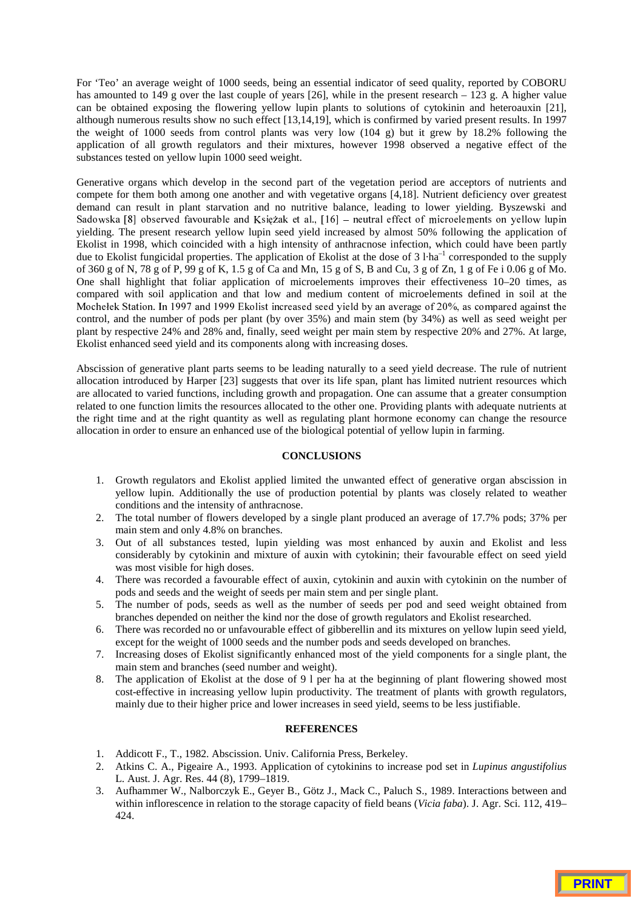For 'Teo' an average weight of 1000 seeds, being an essential indicator of seed quality, reported by COBORU has amounted to 149 g over the last couple of years [26], while in the present research – 123 g. A higher value can be obtained exposing the flowering yellow lupin plants to solutions of cytokinin and heteroauxin [21], although numerous results show no such effect [13,14,19], which is confirmed by varied present results. In 1997 the weight of 1000 seeds from control plants was very low (104 g) but it grew by 18.2% following the application of all growth regulators and their mixtures, however 1998 observed a negative effect of the substances tested on yellow lupin 1000 seed weight.

Generative organs which develop in the second part of the vegetation period are acceptors of nutrients and compete for them both among one another and with vegetative organs [4,18]. Nutrient deficiency over greatest demand can result in plant starvation and no nutritive balance, leading to lower yielding. Byszewski and Sadowska [8] observed favourable and Księżak et al., [16] – neutral effect of microelements on yellow lupin yielding. The present research yellow lupin seed yield increased by almost 50% following the application of Ekolist in 1998, which coincided with a high intensity of anthracnose infection, which could have been partly due to Ekolist fungicidal properties. The application of Ekolist at the dose of 3 $l \cdot ha^{-1}$ corresponded to the supply of 360 g of N, 78 g of P, 99 g of K, 1.5 g of Ca and Mn, 15 g of S, B and Cu, 3 g of Zn, 1 g of Fe i 0.06 g of Mo. One shall highlight that foliar application of microelements improves their effectiveness 10–20 times, as compared with soil application and that low and medium content of microelements defined in soil at the Mochełek Station. In 1997 and 1999 Ekolist increased seed yield by an average of 20%, as compared against the control, and the number of pods per plant (by over 35%) and main stem (by 34%) as well as seed weight per plant by respective 24% and 28% and, finally, seed weight per main stem by respective 20% and 27%. At large, Ekolist enhanced seed yield and its components along with increasing doses.

Abscission of generative plant parts seems to be leading naturally to a seed yield decrease. The rule of nutrient allocation introduced by Harper [23] suggests that over its life span, plant has limited nutrient resources which are allocated to varied functions, including growth and propagation. One can assume that a greater consumption related to one function limits the resources allocated to the other one. Providing plants with adequate nutrients at the right time and at the right quantity as well as regulating plant hormone economy can change the resource allocation in order to ensure an enhanced use of the biological potential of yellow lupin in farming.

## CONCLUSIONS

1. Growth regulators and Ekolist applied limited the unwanted effect of generative organ abscission in yellow lupin. Additionally the use of production potential by plants was closely related to weather conditions and the intensity of anthracnose.
2. The total number of flowers developed by a single plant produced an average of 17.7% pods; 37% per main stem and only 4.8% on branches.
3. Out of all substances tested, lupin yielding was most enhanced by auxin and Ekolist and less considerably by cytokinin and mixture of auxin with cytokinin; their favourable effect on seed yield was most visible for high doses.
4. There was recorded a favourable effect of auxin, cytokinin and auxin with cytokinin on the number of pods and seeds and the weight of seeds per main stem and per single plant.
5. The number of pods, seeds as well as the number of seeds per pod and seed weight obtained from branches depended on neither the kind nor the dose of growth regulators and Ekolist researched.
6. There was recorded no or unfavourable effect of gibberellin and its mixtures on yellow lupin seed yield, except for the weight of 1000 seeds and the number pods and seeds developed on branches.
7. Increasing doses of Ekolist significantly enhanced most of the yield components for a single plant, the main stem and branches (seed number and weight).
8. The application of Ekolist at the dose of 9 l per ha at the beginning of plant flowering showed most cost-effective in increasing yellow lupin productivity. The treatment of plants with growth regulators, mainly due to their higher price and lower increases in seed yield, seems to be less justifiable.

## REFERENCES

1. Addicott F., T., 1982. Abscission. Univ. California Press, Berkeley.
2. Atkins C. A., Pigeaire A., 1993. Application of cytokinins to increase pod set in *Lupinus angustifolius* L. Aust. J. Agr. Res. 44 (8), 1799–1819.
3. Aufhammer W., Nalborczyk E., Geyer B., Götz J., Mack C., Paluch S., 1989. Interactions between and within inflorescence in relation to the storage capacity of field beans (*Vicia faba*). J. Agr. Sci. 112, 419–424.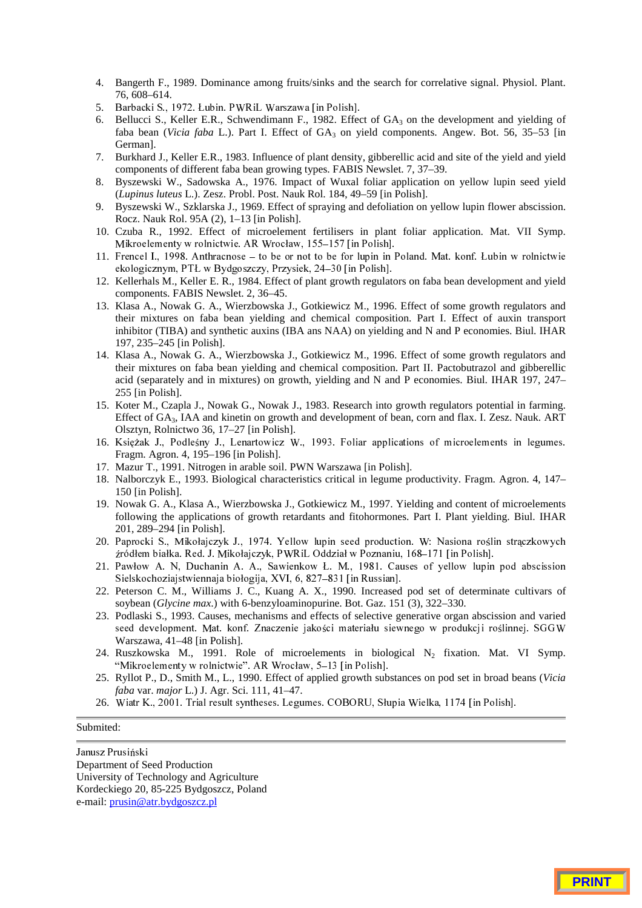4. Bangerth F., 1989. Dominance among fruits/sinks and the search for correlative signal. Physiol. Plant. 76, 608–614.
5. Barbacki S., 1972. Łubin. PWRiL Warszawa [in Polish].
6. Bellucci S., Keller E.R., Schwendimann F., 1982. Effect of $GA_3$ on the development and yielding of faba bean (*Vicia faba* L.). Part I. Effect of $GA_3$ on yield components. Angew. Bot. 56, 35–53 [in German].
7. Burkhard J., Keller E.R., 1983. Influence of plant density, gibberellic acid and site of the yield and yield components of different faba bean growing types. FABIS Newslet. 7, 37–39.
8. Byszewski W., Sadowska A., 1976. Impact of Wuxal foliar application on yellow lupin seed yield (*Lupinus luteus* L.). Zesz. Probl. Post. Nauk Rol. 184, 49–59 [in Polish].
9. Byszewski W., Szklarska J., 1969. Effect of spraying and defoliation on yellow lupin flower abscission. Rocz. Nauk Rol. 95A (2), 1–13 [in Polish].
10. Czuba R., 1992. Effect of microelement fertilisers in plant foliar application. Mat. VII Symp. Mikroelementy w rolnictwie. AR Wrocław, 155–157 [in Polish].
11. Frencel I., 1998. Anthracnose – to be or not to be for lupin in Poland. Mat. konf. Łubin w rolnictwie ekologicznym, PTŁ w Bydgoszczy, Przysiek, 24–30 [in Polish].
12. Kellerhals M., Keller E. R., 1984. Effect of plant growth regulators on faba bean development and yield components. FABIS Newslet. 2, 36–45.
13. Klasa A., Nowak G. A., Wierzbowska J., Gotkiewicz M., 1996. Effect of some growth regulators and their mixtures on faba bean yielding and chemical composition. Part I. Effect of auxin transport inhibitor (TIBA) and synthetic auxins (IBA ans NAA) on yielding and N and P economies. Biul. IHAR 197, 235–245 [in Polish].
14. Klasa A., Nowak G. A., Wierzbowska J., Gotkiewicz M., 1996. Effect of some growth regulators and their mixtures on faba bean yielding and chemical composition. Part II. Pactobutrazol and gibberellic acid (separately and in mixtures) on growth, yielding and N and P economies. Biul. IHAR 197, 247–255 [in Polish].
15. Koter M., Czapla J., Nowak G., Nowak J., 1983. Research into growth regulators potential in farming. Effect of $GA_3$, IAA and kinetin on growth and development of bean, corn and flax. I. Zesz. Nauk. ART Olsztyn, Rolnictwo 36, 17–27 [in Polish].
16. Księżak J., Podleśny J., Lenartowicz W., 1993. Foliar applications of microelements in legumes. Fragm. Agron. 4, 195–196 [in Polish].
17. Mazur T., 1991. Nitrogen in arable soil. PWN Warszawa [in Polish].
18. Nalborczyk E., 1993. Biological characteristics critical in legume productivity. Fragm. Agron. 4, 147–150 [in Polish].
19. Nowak G. A., Klasa A., Wierzbowska J., Gotkiewicz M., 1997. Yielding and content of microelements following the applications of growth retardants and fitohormones. Part I. Plant yielding. Biul. IHAR 201, 289–294 [in Polish].
20. Paprocki S., Mikołajczyk J., 1974. Yellow lupin seed production. W: Nasiona roślin strączkowych źródłem białka. Red. J. Mikołajczyk, PWRiL Oddział w Poznaniu, 168–171 [in Polish].
21. Pawłow A. N, Duchanin A. A., Sawienkow Ł. M., 1981. Causes of yellow lupin pod abscission Sielskochoziajstwiennaja biołogija, XVI, 6, 827–831 [in Russian].
22. Peterson C. M., Williams J. C., Kuang A. X., 1990. Increased pod set of determinate cultivars of soybean (*Glycine max*.) with 6-benzyloaminopurine. Bot. Gaz. 151 (3), 322–330.
23. Podlaski S., 1993. Causes, mechanisms and effects of selective generative organ abscission and varied seed development. Mat. konf. Znaczenie jakości materiału siewnego w produkcji roślinnej. SGGW Warszawa, 41–48 [in Polish].
24. Ruszkowska M., 1991. Role of microelements in biological $N_2$ fixation. Mat. VI Symp. "Mikroelementy w rolnictwie". AR Wrocław, 5–13 [in Polish].
25. Ryllot P., D., Smith M., L., 1990. Effect of applied growth substances on pod set in broad beans (*Vicia faba* var. *major* L.) J. Agr. Sci. 111, 41–47.
26. Wiatr K., 2001. Trial result syntheses. Legumes. COBORU, Słupia Wielka, 1174 [in Polish].

Submited:

Janusz Prusiński
Department of Seed Production
University of Technology and Agriculture
Kordeckiego 20, 85-225 Bydgoszcz, Poland
e-mail: prusin@atr.bydgoszcz.pl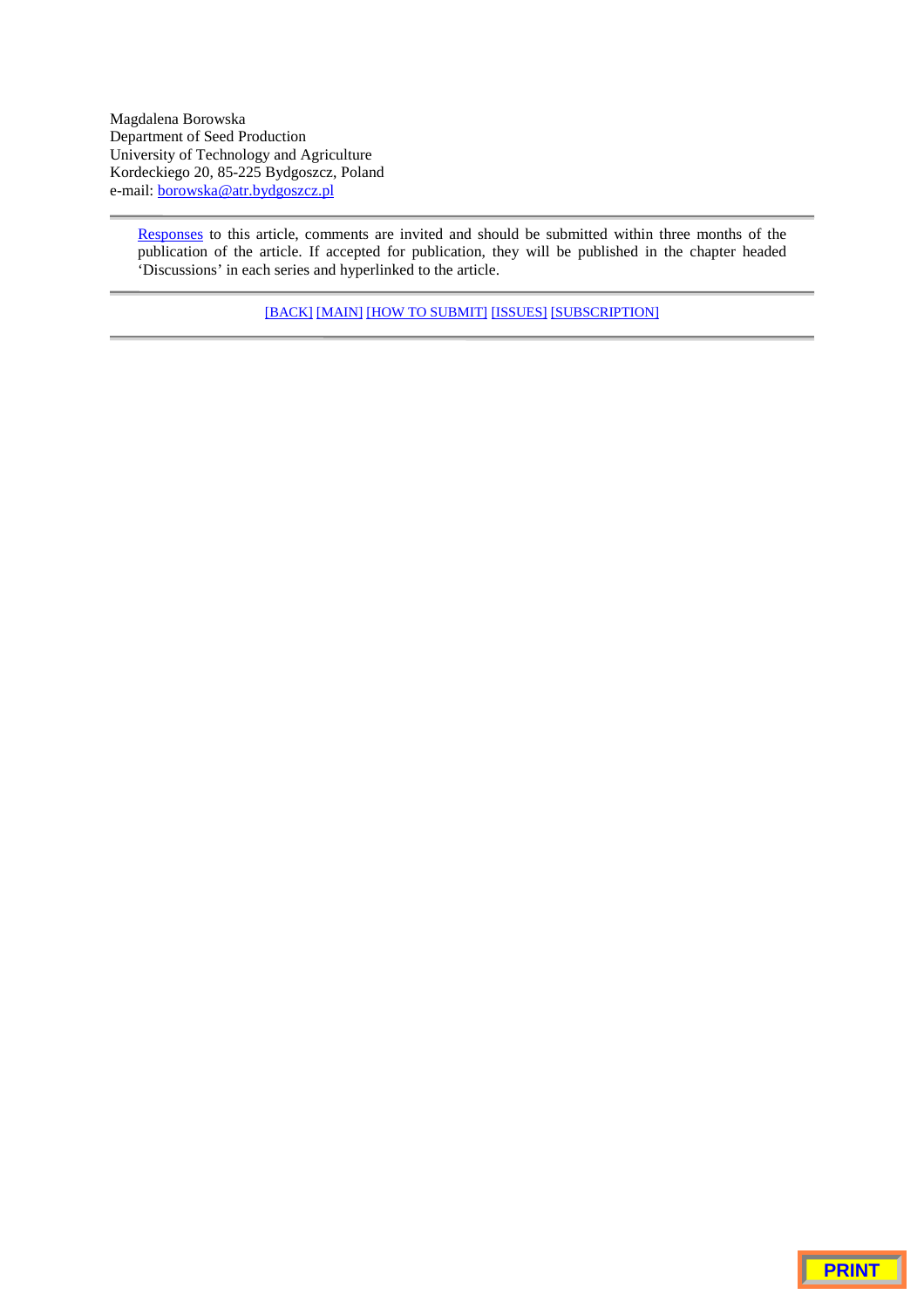Magdalena Borowska
Department of Seed Production
University of Technology and Agriculture
Kordeckiego 20, 85-225 Bydgoszcz, Poland
e-mail: borowska@atr.bydgoszcz.pl

---

Responses to this article, comments are invited and should be submitted within three months of the publication of the article. If accepted for publication, they will be published in the chapter headed 'Discussions' in each series and hyperlinked to the article.

---

[BACK] [MAIN] [HOW TO SUBMIT] [ISSUES] [SUBSCRIPTION]

---